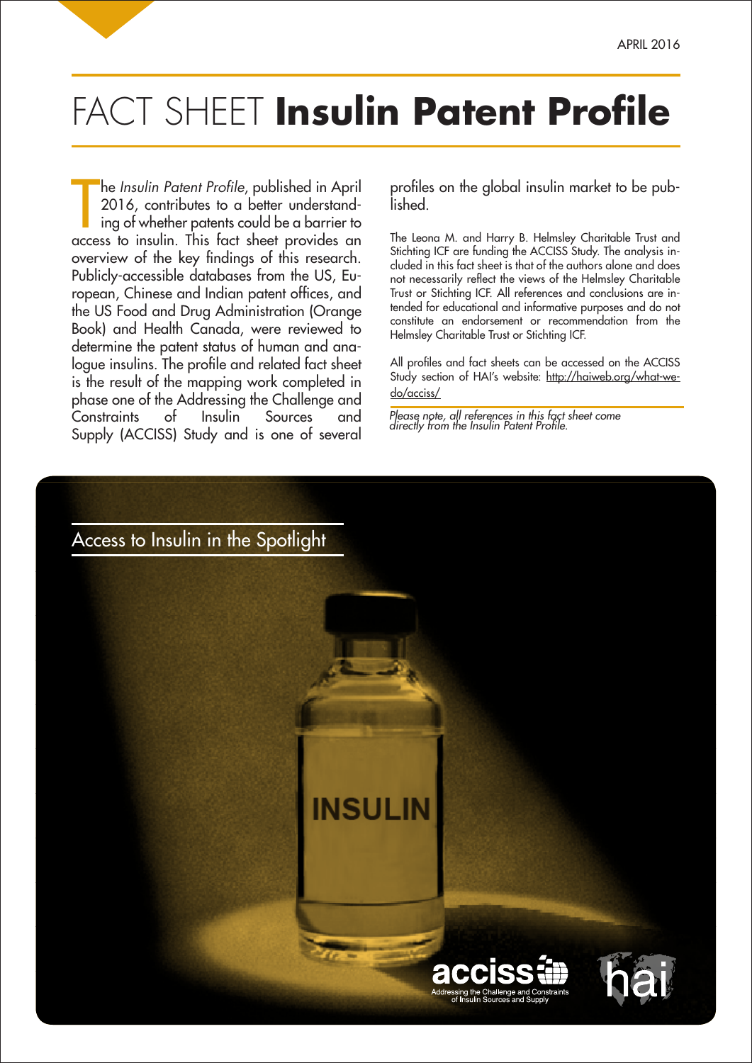# FACT SHEET **Insulin Patent Profile**

The *Insulin Patent Profile*, published in April 2016, contributes to a better understanding of whether patents could be a barrier to access to insulin. This fact sheet provides an overview of the key findings of this research. Publicly-accessible databases from the US, European, Chinese and Indian patent offices, and the US Food and Drug Administration (Orange Book) and Health Canada, were reviewed to determine the patent status of human and analogue insulins. The profile and related fact sheet is the result of the mapping work completed in phase one of the Addressing the Challenge and Constraints of Insulin Sources and Supply (ACCISS) Study and is one of several profiles on the global insulin market to be published.

The Leona M. and Harry B. Helmsley Charitable Trust and Stichting ICF are funding the ACCISS Study. The analysis included in this fact sheet is that of the authors alone and does not necessarily reflect the views of the Helmsley Charitable Trust or Stichting ICF. All references and conclusions are intended for educational and informative purposes and do not constitute an endorsement or recommendation from the Helmsley Charitable Trust or Stichting ICF.

All profiles and fact sheets can be accessed on the ACCISS Study section of HAI's website: http://haiweb.org/what-we-do/acciss/

*Please note, all references in this fact sheet come directly from the Insulin Patent Profile.*

## Access to Insulin in the Spotlight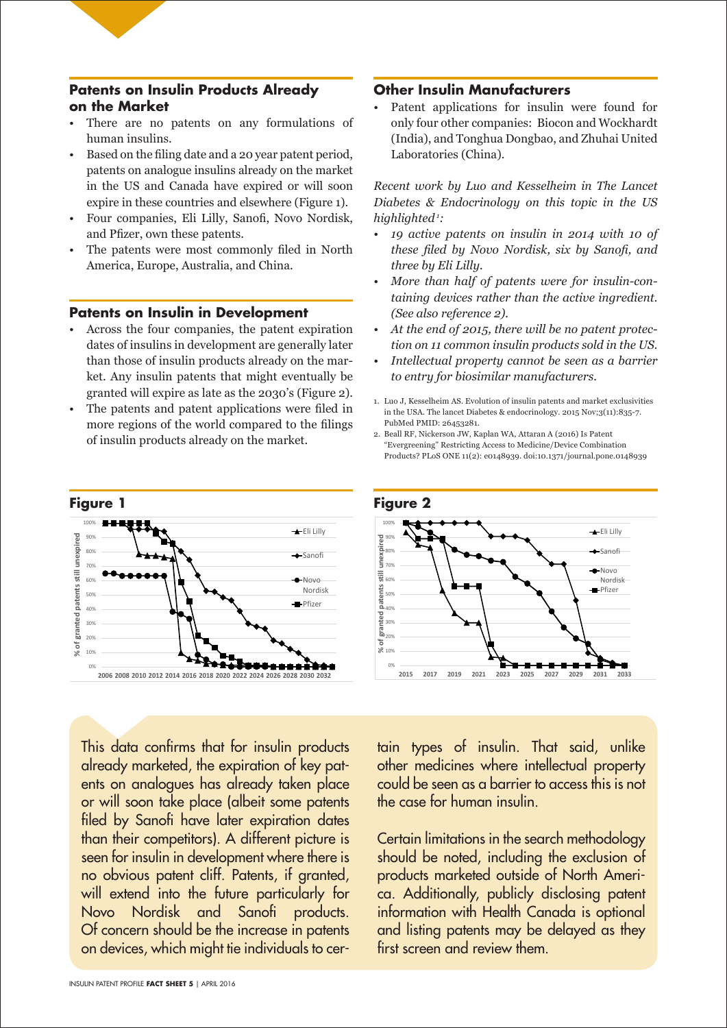## Patents on Insulin Products Already on the Market

- There are no patents on any formulations of human insulins.
- Based on the filing date and a 20 year patent period, patents on analogue insulins already on the market in the US and Canada have expired or will soon expire in these countries and elsewhere (Figure 1).
- Four companies, Eli Lilly, Sanofi, Novo Nordisk, and Pfizer, own these patents.
- The patents were most commonly filed in North America, Europe, Australia, and China.

## Patents on Insulin in Development

- Across the four companies, the patent expiration dates of insulins in development are generally later than those of insulin products already on the market. Any insulin patents that might eventually be granted will expire as late as the 2030's (Figure 2).
- The patents and patent applications were filed in more regions of the world compared to the filings of insulin products already on the market.

## Other Insulin Manufacturers

- Patent applications for insulin were found for only four other companies: Biocon and Wockhardt (India), and Tonghua Dongbao, and Zhuhai United Laboratories (China).

*Recent work by Luo and Kesselheim in The Lancet Diabetes & Endocrinology on this topic in the US highlighted[1]:*

- *19 active patents on insulin in 2014 with 10 of these filed by Novo Nordisk, six by Sanofi, and three by Eli Lilly.*
- *More than half of patents were for insulin-containing devices rather than the active ingredient. (See also reference 2).*
- *At the end of 2015, there will be no patent protection on 11 common insulin products sold in the US.*
- *Intellectual property cannot be seen as a barrier to entry for biosimilar manufacturers.*

1. Luo J, Kesselheim AS. Evolution of insulin patents and market exclusivities in the USA. The lancet Diabetes & endocrinology. 2015 Nov;3(11):835-7. PubMed PMID: 26453281.
2. Beall RF, Nickerson JW, Kaplan WA, Attaran A (2016) Is Patent "Evergreening" Restricting Access to Medicine/Device Combination Products? PLoS ONE 11(2): e0148939. doi:10.1371/journal.pone.0148939

## Figure 1

% of granted patents still unexpired

100%
90%
80%
70%
60%
50%
40%
30%
20%
10%
0%

2006 2008 2010 2012 2014 2016 2018 2020 2022 2024 2026 2028 2030 2032

Eli Lilly
Sanofi
Novo Nordisk
Pfizer

## Figure 2

% of granted patents still unexpired

100%
90%
80%
70%
60%
50%
40%
30%
20%
10%
0%

2015 2017 2019 2021 2023 2025 2027 2029 2031 2033

Eli Lilly
Sanofi
Novo Nordisk
Pfizer

This data confirms that for insulin products already marketed, the expiration of key patents on analogues has already taken place or will soon take place (albeit some patents filed by Sanofi have later expiration dates than their competitors). A different picture is seen for insulin in development where there is no obvious patent cliff. Patents, if granted, will extend into the future particularly for Novo Nordisk and Sanofi products. Of concern should be the increase in patents on devices, which might tie individuals to certain types of insulin. That said, unlike other medicines where intellectual property could be seen as a barrier to access this is not the case for human insulin.

Certain limitations in the search methodology should be noted, including the exclusion of products marketed outside of North America. Additionally, publicly disclosing patent information with Health Canada is optional and listing patents may be delayed as they first screen and review them.